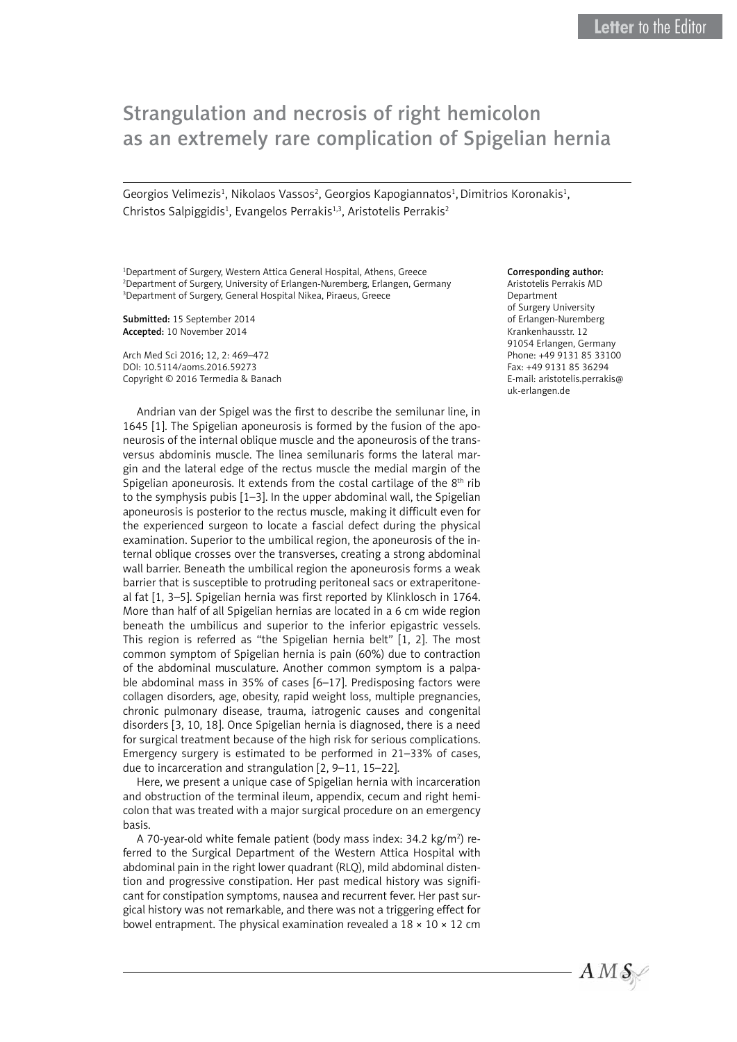Letter to the Editor

# Strangulation and necrosis of right hemicolon as an extremely rare complication of Spigelian hernia

Georgios Velimezis[1], Nikolaos Vassos[2], Georgios Kapogiannatos[1], Dimitrios Koronakis[1], Christos Salpiggidis[1], Evangelos Perrakis[1,3], Aristotelis Perrakis[2]

[1]Department of Surgery, Western Attica General Hospital, Athens, Greece
[2]Department of Surgery, University of Erlangen-Nuremberg, Erlangen, Germany
[3]Department of Surgery, General Hospital Nikea, Piraeus, Greece

**Submitted:** 15 September 2014
**Accepted:** 10 November 2014

Arch Med Sci 2016; 12, 2: 469–472
DOI: 10.5114/aoms.2016.59273
Copyright © 2016 Termedia & Banach

**Corresponding author:**
Aristotelis Perrakis MD
Department
of Surgery University
of Erlangen-Nuremberg
Krankenhausstr. 12
91054 Erlangen, Germany
Phone: +49 9131 85 33100
Fax: +49 9131 85 36294
E-mail: aristotelis.perrakis@uk-erlangen.de

Andrian van der Spigel was the first to describe the semilunar line, in 1645 [1]. The Spigelian aponeurosis is formed by the fusion of the aponeurosis of the internal oblique muscle and the aponeurosis of the transversus abdominis muscle. The linea semilunaris forms the lateral margin and the lateral edge of the rectus muscle the medial margin of the Spigelian aponeurosis. It extends from the costal cartilage of the 8th rib to the symphysis pubis [1–3]. In the upper abdominal wall, the Spigelian aponeurosis is posterior to the rectus muscle, making it difficult even for the experienced surgeon to locate a fascial defect during the physical examination. Superior to the umbilical region, the aponeurosis of the internal oblique crosses over the transverses, creating a strong abdominal wall barrier. Beneath the umbilical region the aponeurosis forms a weak barrier that is susceptible to protruding peritoneal sacs or extraperitoneal fat [1, 3–5]. Spigelian hernia was first reported by Klinklosch in 1764. More than half of all Spigelian hernias are located in a 6 cm wide region beneath the umbilicus and superior to the inferior epigastric vessels. This region is referred as "the Spigelian hernia belt" [1, 2]. The most common symptom of Spigelian hernia is pain (60%) due to contraction of the abdominal musculature. Another common symptom is a palpable abdominal mass in 35% of cases [6–17]. Predisposing factors were collagen disorders, age, obesity, rapid weight loss, multiple pregnancies, chronic pulmonary disease, trauma, iatrogenic causes and congenital disorders [3, 10, 18]. Once Spigelian hernia is diagnosed, there is a need for surgical treatment because of the high risk for serious complications. Emergency surgery is estimated to be performed in 21–33% of cases, due to incarceration and strangulation [2, 9–11, 15–22].

Here, we present a unique case of Spigelian hernia with incarceration and obstruction of the terminal ileum, appendix, cecum and right hemicolon that was treated with a major surgical procedure on an emergency basis.

A 70-year-old white female patient (body mass index: 34.2 kg/m$^2$) referred to the Surgical Department of the Western Attica Hospital with abdominal pain in the right lower quadrant (RLQ), mild abdominal distention and progressive constipation. Her past medical history was significant for constipation symptoms, nausea and recurrent fever. Her past surgical history was not remarkable, and there was not a triggering effect for bowel entrapment. The physical examination revealed a 18 × 10 × 12 cm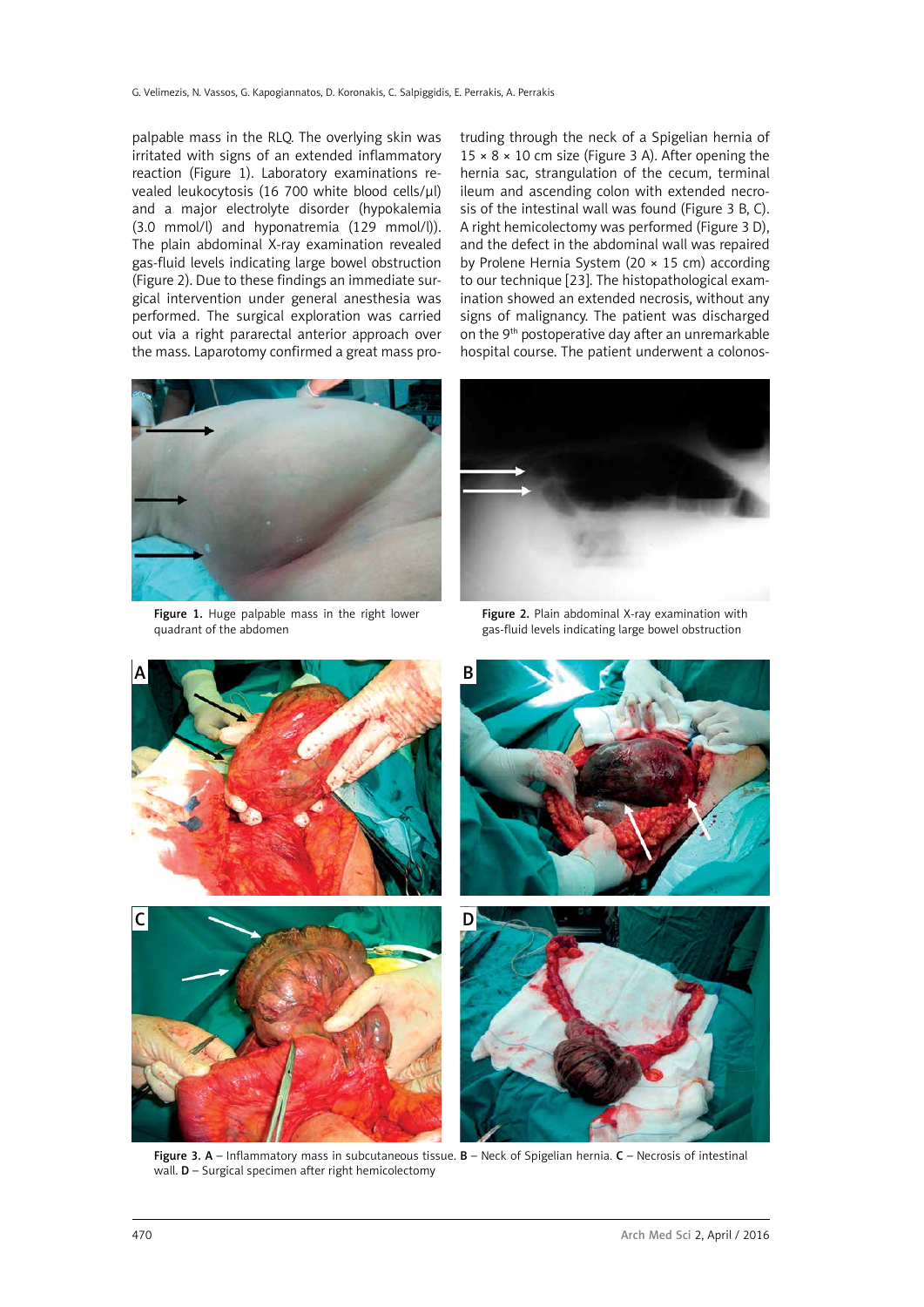palpable mass in the RLQ. The overlying skin was irritated with signs of an extended inflammatory reaction (Figure 1). Laboratory examinations revealed leukocytosis (16 700 white blood cells/μl) and a major electrolyte disorder (hypokalemia (3.0 mmol/l) and hyponatremia (129 mmol/l)). The plain abdominal X-ray examination revealed gas-fluid levels indicating large bowel obstruction (Figure 2). Due to these findings an immediate surgical intervention under general anesthesia was performed. The surgical exploration was carried out via a right pararectal anterior approach over the mass. Laparotomy confirmed a great mass protruding through the neck of a Spigelian hernia of 15 × 8 × 10 cm size (Figure 3 A). After opening the hernia sac, strangulation of the cecum, terminal ileum and ascending colon with extended necrosis of the intestinal wall was found (Figure 3 B, C). A right hemicolectomy was performed (Figure 3 D), and the defect in the abdominal wall was repaired by Prolene Hernia System (20 × 15 cm) according to our technique [23]. The histopathological examination showed an extended necrosis, without any signs of malignancy. The patient was discharged on the 9th postoperative day after an unremarkable hospital course. The patient underwent a colonos-

**Figure 1.** Huge palpable mass in the right lower quadrant of the abdomen

**Figure 2.** Plain abdominal X-ray examination with gas-fluid levels indicating large bowel obstruction

**Figure 3. A** – Inflammatory mass in subcutaneous tissue. **B** – Neck of Spigelian hernia. **C** – Necrosis of intestinal wall. **D** – Surgical specimen after right hemicolectomy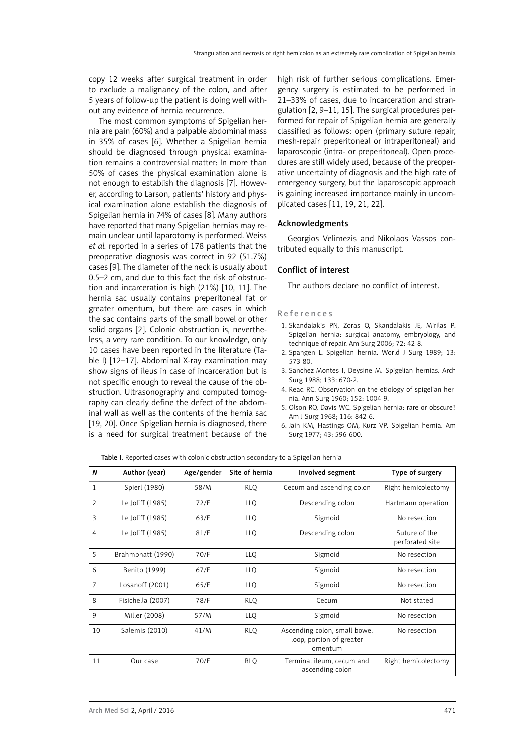copy 12 weeks after surgical treatment in order to exclude a malignancy of the colon, and after 5 years of follow-up the patient is doing well without any evidence of hernia recurrence.

The most common symptoms of Spigelian hernia are pain (60%) and a palpable abdominal mass in 35% of cases [6]. Whether a Spigelian hernia should be diagnosed through physical examination remains a controversial matter: In more than 50% of cases the physical examination alone is not enough to establish the diagnosis [7]. However, according to Larson, patients' history and physical examination alone establish the diagnosis of Spigelian hernia in 74% of cases [8]. Many authors have reported that many Spigelian hernias may remain unclear until laparotomy is performed. Weiss *et al.* reported in a series of 178 patients that the preoperative diagnosis was correct in 92 (51.7%) cases [9]. The diameter of the neck is usually about 0.5–2 cm, and due to this fact the risk of obstruction and incarceration is high (21%) [10, 11]. The hernia sac usually contains preperitoneal fat or greater omentum, but there are cases in which the sac contains parts of the small bowel or other solid organs [2]. Colonic obstruction is, nevertheless, a very rare condition. To our knowledge, only 10 cases have been reported in the literature (Table I) [12–17]. Abdominal X-ray examination may show signs of ileus in case of incarceration but is not specific enough to reveal the cause of the obstruction. Ultrasonography and computed tomography can clearly define the defect of the abdominal wall as well as the contents of the hernia sac [19, 20]. Once Spigelian hernia is diagnosed, there is a need for surgical treatment because of the high risk of further serious complications. Emergency surgery is estimated to be performed in 21–33% of cases, due to incarceration and strangulation [2, 9–11, 15]. The surgical procedures performed for repair of Spigelian hernia are generally classified as follows: open (primary suture repair, mesh-repair preperitoneal or intraperitoneal) and laparoscopic (intra- or preperitoneal). Open procedures are still widely used, because of the preoperative uncertainty of diagnosis and the high rate of emergency surgery, but the laparoscopic approach is gaining increased importance mainly in uncomplicated cases [11, 19, 21, 22].

## Acknowledgments

Georgios Velimezis and Nikolaos Vassos contributed equally to this manuscript.

## Conflict of interest

The authors declare no conflict of interest.

## References

1. Skandalakis PN, Zoras O, Skandalakis JE, Mirilas P. Spigelian hernia: surgical anatomy, embryology, and technique of repair. Am Surg 2006; 72: 42-8.
2. Spangen L. Spigelian hernia. World J Surg 1989; 13: 573-80.
3. Sanchez-Montes I, Deysine M. Spigelian hernias. Arch Surg 1988; 133: 670-2.
4. Read RC. Observation on the etiology of spigelian hernia. Ann Surg 1960; 152: 1004-9.
5. Olson RO, Davis WC. Spigelian hernia: rare or obscure? Am J Surg 1968; 116: 842-6.
6. Jain KM, Hastings OM, Kurz VP. Spigelian hernia. Am Surg 1977; 43: 596-600.

**Table I.** Reported cases with colonic obstruction secondary to a Spigelian hernia

| *N* | Author (year) | Age/gender | Site of hernia | Involved segment | Type of surgery |
|---|---|---|---|---|---|
| 1 | Spierl (1980) | 58/M | RLQ | Cecum and ascending colon | Right hemicolectomy |
| 2 | Le Joliff (1985) | 72/F | LLQ | Descending colon | Hartmann operation |
| 3 | Le Joliff (1985) | 63/F | LLQ | Sigmoid | No resection |
| 4 | Le Joliff (1985) | 81/F | LLQ | Descending colon | Suture of the perforated site |
| 5 | Brahmbhatt (1990) | 70/F | LLQ | Sigmoid | No resection |
| 6 | Benito (1999) | 67/F | LLQ | Sigmoid | No resection |
| 7 | Losanoff (2001) | 65/F | LLQ | Sigmoid | No resection |
| 8 | Fisichella (2007) | 78/F | RLQ | Cecum | Not stated |
| 9 | Miller (2008) | 57/M | LLQ | Sigmoid | No resection |
| 10 | Salemis (2010) | 41/M | RLQ | Ascending colon, small bowel loop, portion of greater omentum | No resection |
| 11 | Our case | 70/F | RLQ | Terminal ileum, cecum and ascending colon | Right hemicolectomy |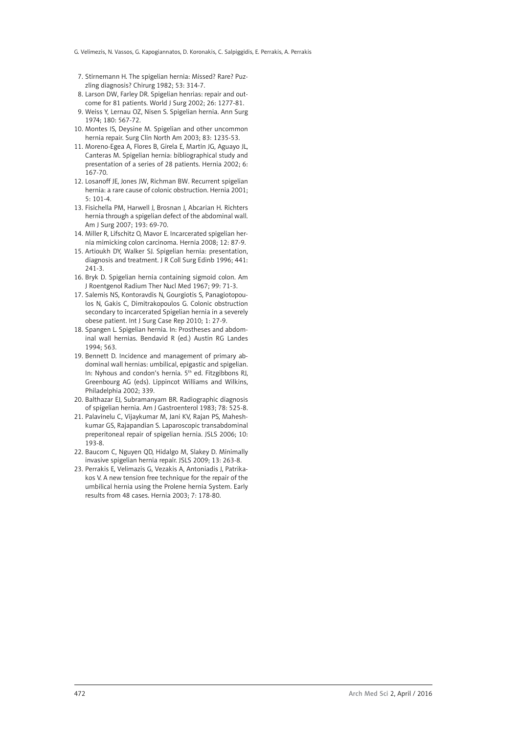7. Stirnemann H. The spigelian hernia: Missed? Rare? Puzzling diagnosis? Chirurg 1982; 53: 314-7.
8. Larson DW, Farley DR. Spigelian henrias: repair and outcome for 81 patients. World J Surg 2002; 26: 1277-81.
9. Weiss Y, Lernau OZ, Nisen S. Spigelian hernia. Ann Surg 1974; 180: 567-72.
10. Montes IS, Deysine M. Spigelian and other uncommon hernia repair. Surg Clin North Am 2003; 83: 1235-53.
11. Moreno-Egea A, Flores B, Girela E, Martin JG, Aguayo JL, Canteras M. Spigelian hernia: bibliographical study and presentation of a series of 28 patients. Hernia 2002; 6: 167-70.
12. Losanoff JE, Jones JW, Richman BW. Recurrent spigelian hernia: a rare cause of colonic obstruction. Hernia 2001; 5: 101-4.
13. Fisichella PM, Harwell J, Brosnan J, Abcarian H. Richters hernia through a spigelian defect of the abdominal wall. Am J Surg 2007; 193: 69-70.
14. Miller R, Lifschitz O, Mavor E. Incarcerated spigelian hernia mimicking colon carcinoma. Hernia 2008; 12: 87-9.
15. Artioukh DY, Walker SJ. Spigelian hernia: presentation, diagnosis and treatment. J R Coll Surg Edinb 1996; 441: 241-3.
16. Bryk D. Spigelian hernia containing sigmoid colon. Am J Roentgenol Radium Ther Nucl Med 1967; 99: 71-3.
17. Salemis NS, Kontoravdis N, Gourgiotis S, Panagiotopoulos N, Gakis C, Dimitrakopoulos G. Colonic obstruction secondary to incarcerated Spigelian hernia in a severely obese patient. Int J Surg Case Rep 2010; 1: 27-9.
18. Spangen L. Spigelian hernia. In: Prostheses and abdominal wall hernias. Bendavid R (ed.) Austin RG Landes 1994; 563.
19. Bennett D. Incidence and management of primary abdominal wall hernias: umbilical, epigastic and spigelian. In: Nyhous and condon's hernia. 5th ed. Fitzgibbons RJ, Greenbourg AG (eds). Lippincot Williams and Wilkins, Philadelphia 2002; 339.
20. Balthazar EJ, Subramanyam BR. Radiographic diagnosis of spigelian hernia. Am J Gastroenterol 1983; 78: 525-8.
21. Palavinelu C, Vijaykumar M, Jani KV, Rajan PS, Maheshkumar GS, Rajapandian S. Laparoscopic transabdominal preperitoneal repair of spigelian hernia. JSLS 2006; 10: 193-8.
22. Baucom C, Nguyen QD, Hidalgo M, Slakey D. Minimally invasive spigelian hernia repair. JSLS 2009; 13: 263-8.
23. Perrakis E, Velimazis G, Vezakis A, Antoniadis J, Patrikakos V. A new tension free technique for the repair of the umbilical hernia using the Prolene hernia System. Early results from 48 cases. Hernia 2003; 7: 178-80.